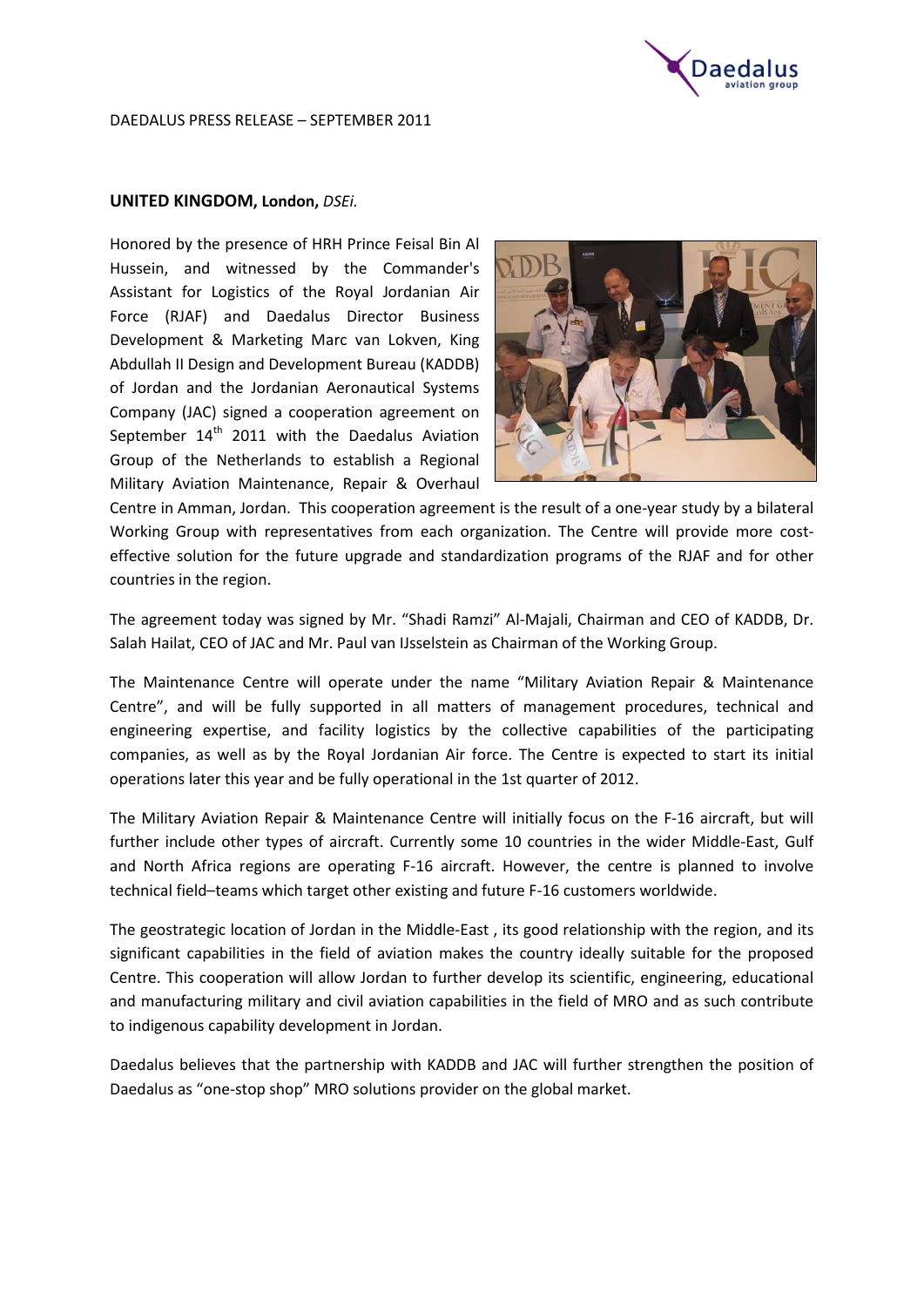DAEDALUS PRESS RELEASE – SEPTEMBER 2011

**UNITED KINGDOM, London,** *DSEi.*

Honored by the presence of HRH Prince Feisal Bin Al Hussein, and witnessed by the Commander's Assistant for Logistics of the Royal Jordanian Air Force (RJAF) and Daedalus Director Business Development & Marketing Marc van Lokven, King Abdullah II Design and Development Bureau (KADDB) of Jordan and the Jordanian Aeronautical Systems Company (JAC) signed a cooperation agreement on September 14th 2011 with the Daedalus Aviation Group of the Netherlands to establish a Regional Military Aviation Maintenance, Repair & Overhaul Centre in Amman, Jordan. This cooperation agreement is the result of a one-year study by a bilateral Working Group with representatives from each organization. The Centre will provide more cost-effective solution for the future upgrade and standardization programs of the RJAF and for other countries in the region.

The agreement today was signed by Mr. "Shadi Ramzi" Al-Majali, Chairman and CEO of KADDB, Dr. Salah Hailat, CEO of JAC and Mr. Paul van IJsselstein as Chairman of the Working Group.

The Maintenance Centre will operate under the name "Military Aviation Repair & Maintenance Centre", and will be fully supported in all matters of management procedures, technical and engineering expertise, and facility logistics by the collective capabilities of the participating companies, as well as by the Royal Jordanian Air force. The Centre is expected to start its initial operations later this year and be fully operational in the 1st quarter of 2012.

The Military Aviation Repair & Maintenance Centre will initially focus on the F-16 aircraft, but will further include other types of aircraft. Currently some 10 countries in the wider Middle-East, Gulf and North Africa regions are operating F-16 aircraft. However, the centre is planned to involve technical field–teams which target other existing and future F-16 customers worldwide.

The geostrategic location of Jordan in the Middle-East , its good relationship with the region, and its significant capabilities in the field of aviation makes the country ideally suitable for the proposed Centre. This cooperation will allow Jordan to further develop its scientific, engineering, educational and manufacturing military and civil aviation capabilities in the field of MRO and as such contribute to indigenous capability development in Jordan.

Daedalus believes that the partnership with KADDB and JAC will further strengthen the position of Daedalus as "one-stop shop" MRO solutions provider on the global market.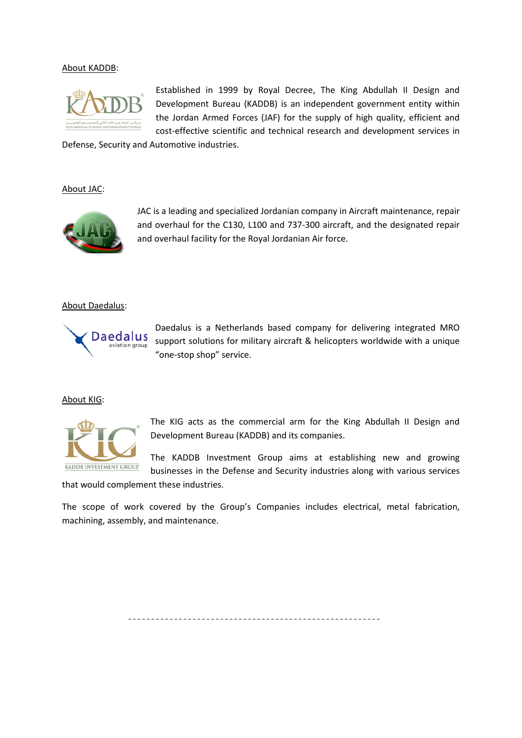About KADDB:

Established in 1999 by Royal Decree, The King Abdullah II Design and Development Bureau (KADDB) is an independent government entity within the Jordan Armed Forces (JAF) for the supply of high quality, efficient and cost-effective scientific and technical research and development services in Defense, Security and Automotive industries.

About JAC:

JAC is a leading and specialized Jordanian company in Aircraft maintenance, repair and overhaul for the C130, L100 and 737-300 aircraft, and the designated repair and overhaul facility for the Royal Jordanian Air force.

About Daedalus:

Daedalus is a Netherlands based company for delivering integrated MRO support solutions for military aircraft & helicopters worldwide with a unique "one-stop shop" service.

About KIG:

The KIG acts as the commercial arm for the King Abdullah II Design and Development Bureau (KADDB) and its companies.

The KADDB Investment Group aims at establishing new and growing businesses in the Defense and Security industries along with various services that would complement these industries.

The scope of work covered by the Group's Companies includes electrical, metal fabrication, machining, assembly, and maintenance.

---